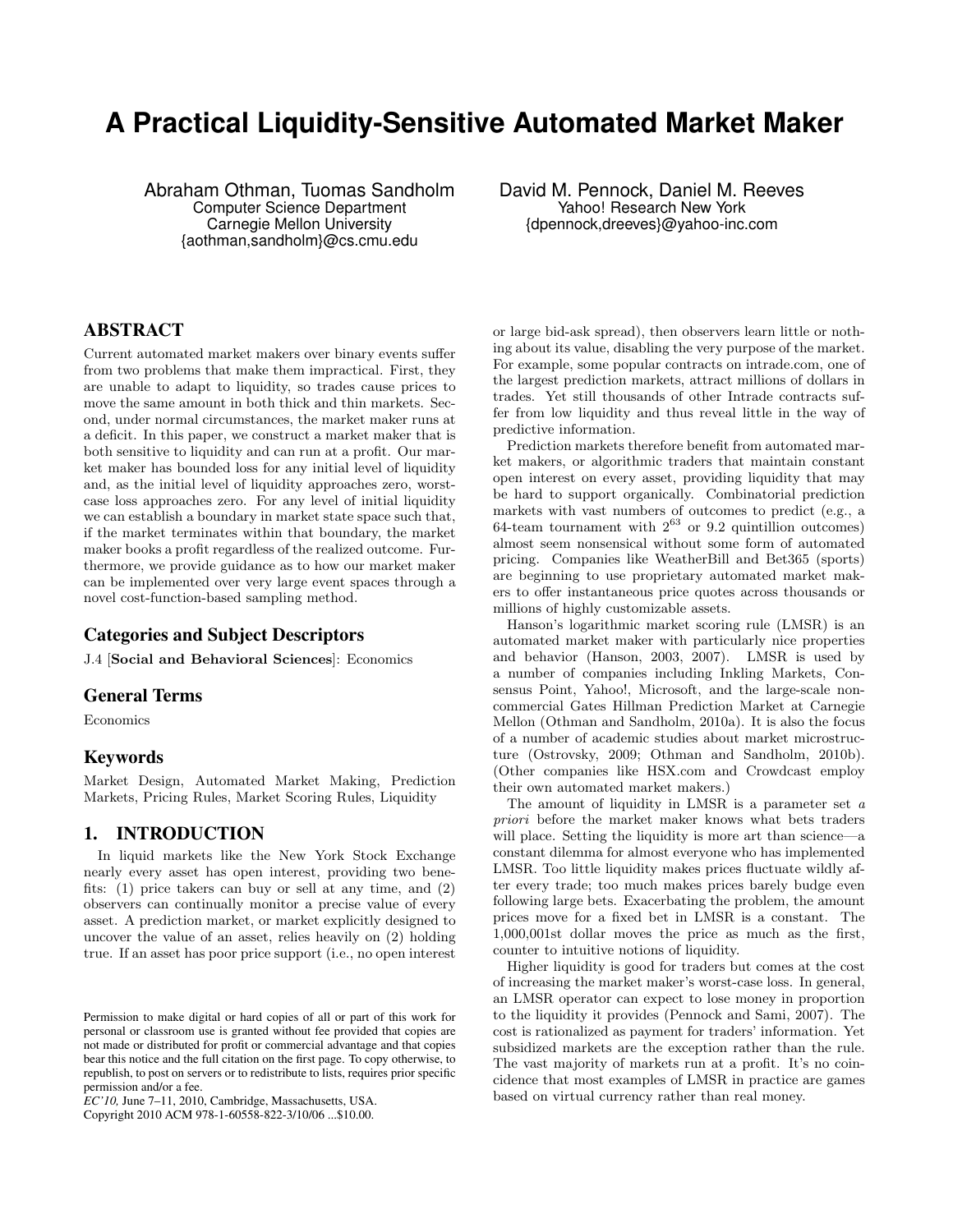# A Practical Liquidity-Sensitive Automated Market Maker

Abraham Othman, Tuomas Sandholm
Computer Science Department
Carnegie Mellon University
{aothman,sandholm}@cs.cmu.edu

David M. Pennock, Daniel M. Reeves
Yahoo! Research New York
{dpennock,dreeves}@yahoo-inc.com

## ABSTRACT

Current automated market makers over binary events suffer from two problems that make them impractical. First, they are unable to adapt to liquidity, so trades cause prices to move the same amount in both thick and thin markets. Second, under normal circumstances, the market maker runs at a deficit. In this paper, we construct a market maker that is both sensitive to liquidity and can run at a profit. Our market maker has bounded loss for any initial level of liquidity and, as the initial level of liquidity approaches zero, worst-case loss approaches zero. For any level of initial liquidity we can establish a boundary in market state space such that, if the market terminates within that boundary, the market maker books a profit regardless of the realized outcome. Furthermore, we provide guidance as to how our market maker can be implemented over very large event spaces through a novel cost-function-based sampling method.

## Categories and Subject Descriptors

J.4 [**Social and Behavioral Sciences**]: Economics

## General Terms

Economics

## Keywords

Market Design, Automated Market Making, Prediction Markets, Pricing Rules, Market Scoring Rules, Liquidity

## 1. INTRODUCTION

In liquid markets like the New York Stock Exchange nearly every asset has open interest, providing two benefits: (1) price takers can buy or sell at any time, and (2) observers can continually monitor a precise value of every asset. A prediction market, or market explicitly designed to uncover the value of an asset, relies heavily on (2) holding true. If an asset has poor price support (i.e., no open interest or large bid-ask spread), then observers learn little or nothing about its value, disabling the very purpose of the market. For example, some popular contracts on intrade.com, one of the largest prediction markets, attract millions of dollars in trades. Yet still thousands of other Intrade contracts suffer from low liquidity and thus reveal little in the way of predictive information.

Prediction markets therefore benefit from automated market makers, or algorithmic traders that maintain constant open interest on every asset, providing liquidity that may be hard to support organically. Combinatorial prediction markets with vast numbers of outcomes to predict (e.g., a 64-team tournament with $2^{63}$ or 9.2 quintillion outcomes) almost seem nonsensical without some form of automated pricing. Companies like WeatherBill and Bet365 (sports) are beginning to use proprietary automated market makers to offer instantaneous price quotes across thousands or millions of highly customizable assets.

Hanson's logarithmic market scoring rule (LMSR) is an automated market maker with particularly nice properties and behavior (Hanson, 2003, 2007). LMSR is used by a number of companies including Inkling Markets, Consensus Point, Yahoo!, Microsoft, and the large-scale non-commercial Gates Hillman Prediction Market at Carnegie Mellon (Othman and Sandholm, 2010a). It is also the focus of a number of academic studies about market microstructure (Ostrovsky, 2009; Othman and Sandholm, 2010b). (Other companies like HSX.com and Crowdcast employ their own automated market makers.)

The amount of liquidity in LMSR is a parameter set *a priori* before the market maker knows what bets traders will place. Setting the liquidity is more art than science—a constant dilemma for almost everyone who has implemented LMSR. Too little liquidity makes prices fluctuate wildly after every trade; too much makes prices barely budge even following large bets. Exacerbating the problem, the amount prices move for a fixed bet in LMSR is a constant. The 1,000,001st dollar moves the price as much as the first, counter to intuitive notions of liquidity.

Higher liquidity is good for traders but comes at the cost of increasing the market maker's worst-case loss. In general, an LMSR operator can expect to lose money in proportion to the liquidity it provides (Pennock and Sami, 2007). The cost is rationalized as payment for traders' information. Yet subsidized markets are the exception rather than the rule. The vast majority of markets run at a profit. It's no coincidence that most examples of LMSR in practice are games based on virtual currency rather than real money.

Permission to make digital or hard copies of all or part of this work for personal or classroom use is granted without fee provided that copies are not made or distributed for profit or commercial advantage and that copies bear this notice and the full citation on the first page. To copy otherwise, to republish, to post on servers or to redistribute to lists, requires prior specific permission and/or a fee.
*EC'10,* June 7–11, 2010, Cambridge, Massachusetts, USA.
Copyright 2010 ACM 978-1-60558-822-3/10/06 ...$10.00.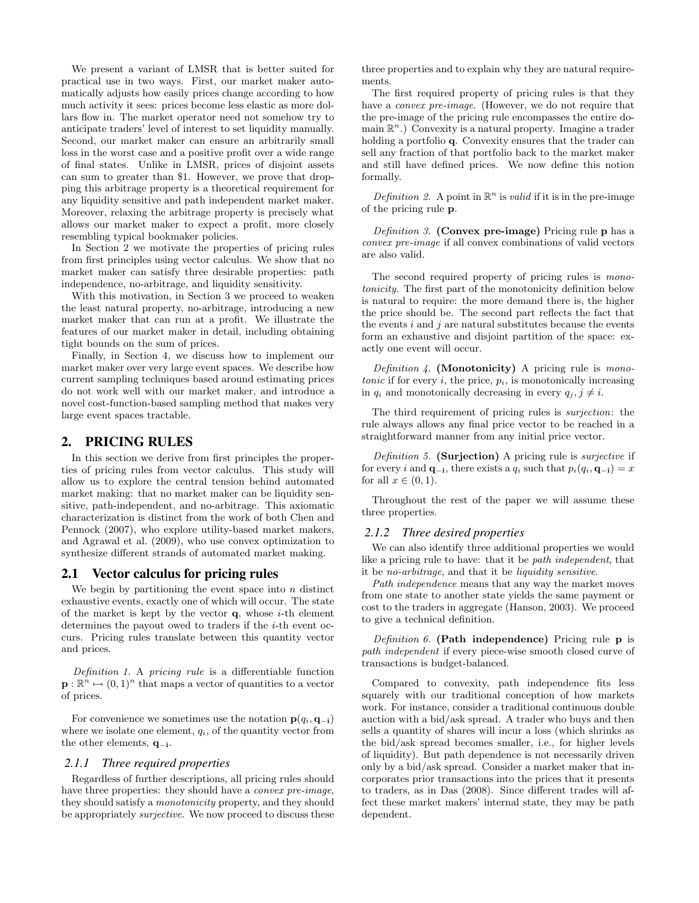We present a variant of LMSR that is better suited for practical use in two ways. First, our market maker automatically adjusts how easily prices change according to how much activity it sees: prices become less elastic as more dollars flow in. The market operator need not somehow try to anticipate traders' level of interest to set liquidity manually. Second, our market maker can ensure an arbitrarily small loss in the worst case and a positive profit over a wide range of final states. Unlike in LMSR, prices of disjoint assets can sum to greater than \$1. However, we prove that dropping this arbitrage property is a theoretical requirement for any liquidity sensitive and path independent market maker. Moreover, relaxing the arbitrage property is precisely what allows our market maker to expect a profit, more closely resembling typical bookmaker policies.

In Section 2 we motivate the properties of pricing rules from first principles using vector calculus. We show that no market maker can satisfy three desirable properties: path independence, no-arbitrage, and liquidity sensitivity.

With this motivation, in Section 3 we proceed to weaken the least natural property, no-arbitrage, introducing a new market maker that can run at a profit. We illustrate the features of our market maker in detail, including obtaining tight bounds on the sum of prices.

Finally, in Section 4, we discuss how to implement our market maker over very large event spaces. We describe how current sampling techniques based around estimating prices do not work well with our market maker, and introduce a novel cost-function-based sampling method that makes very large event spaces tractable.

## 2. PRICING RULES

In this section we derive from first principles the properties of pricing rules from vector calculus. This study will allow us to explore the central tension behind automated market making: that no market maker can be liquidity sensitive, path-independent, and no-arbitrage. This axiomatic characterization is distinct from the work of both Chen and Pennock (2007), who explore utility-based market makers, and Agrawal et al. (2009), who use convex optimization to synthesize different strands of automated market making.

### 2.1 Vector calculus for pricing rules

We begin by partitioning the event space into $n$ distinct exhaustive events, exactly one of which will occur. The state of the market is kept by the vector $\mathbf{q}$, whose $i$-th element determines the payout owed to traders if the $i$-th event occurs. Pricing rules translate between this quantity vector and prices.

*Definition 1.* A *pricing rule* is a differentiable function $\mathbf{p} : \mathbb{R}^n \mapsto (0,1)^n$ that maps a vector of quantities to a vector of prices.

For convenience we sometimes use the notation $\mathbf{p}(q_i, \mathbf{q_{-i}})$ where we isolate one element, $q_i$, of the quantity vector from the other elements, $\mathbf{q_{-i}}$.

#### 2.1.1 Three required properties

Regardless of further descriptions, all pricing rules should have three properties: they should have a *convex pre-image*, they should satisfy a *monotonicity* property, and they should be appropriately *surjective*. We now proceed to discuss these three properties and to explain why they are natural requirements.

The first required property of pricing rules is that they have a *convex pre-image*. (However, we do not require that the pre-image of the pricing rule encompasses the entire domain $\mathbb{R}^n$.) Convexity is a natural property. Imagine a trader holding a portfolio $\mathbf{q}$. Convexity ensures that the trader can sell any fraction of that portfolio back to the market maker and still have defined prices. We now define this notion formally.

*Definition 2.* A point in $\mathbb{R}^n$ is *valid* if it is in the pre-image of the pricing rule $\mathbf{p}$.

*Definition 3.* **(Convex pre-image)** Pricing rule $\mathbf{p}$ has a *convex pre-image* if all convex combinations of valid vectors are also valid.

The second required property of pricing rules is *monotonicity*. The first part of the monotonicity definition below is natural to require: the more demand there is, the higher the price should be. The second part reflects the fact that the events $i$ and $j$ are natural substitutes because the events form an exhaustive and disjoint partition of the space: exactly one event will occur.

*Definition 4.* **(Monotonicity)** A pricing rule is *monotonic* if for every $i$, the price, $p_i$, is monotonically increasing in $q_i$ and monotonically decreasing in every $q_j, j \neq i$.

The third requirement of pricing rules is *surjection*: the rule always allows any final price vector to be reached in a straightforward manner from any initial price vector.

*Definition 5.* **(Surjection)** A pricing rule is *surjective* if for every $i$ and $\mathbf{q_{-i}}$, there exists a $q_i$ such that $p_i(q_i, \mathbf{q_{-i}}) = x$ for all $x \in (0, 1)$.

Throughout the rest of the paper we will assume these three properties.

#### 2.1.2 Three desired properties

We can also identify three additional properties we would like a pricing rule to have: that it be *path independent*, that it be *no-arbitrage*, and that it be *liquidity sensitive*.

*Path independence* means that any way the market moves from one state to another state yields the same payment or cost to the traders in aggregate (Hanson, 2003). We proceed to give a technical definition.

*Definition 6.* **(Path independence)** Pricing rule $\mathbf{p}$ is *path independent* if every piece-wise smooth closed curve of transactions is budget-balanced.

Compared to convexity, path independence fits less squarely with our traditional conception of how markets work. For instance, consider a traditional continuous double auction with a bid/ask spread. A trader who buys and then sells a quantity of shares will incur a loss (which shrinks as the bid/ask spread becomes smaller, i.e., for higher levels of liquidity). But path dependence is not necessarily driven only by a bid/ask spread. Consider a market maker that incorporates prior transactions into the prices that it presents to traders, as in Das (2008). Since different trades will affect these market makers' internal state, they may be path dependent.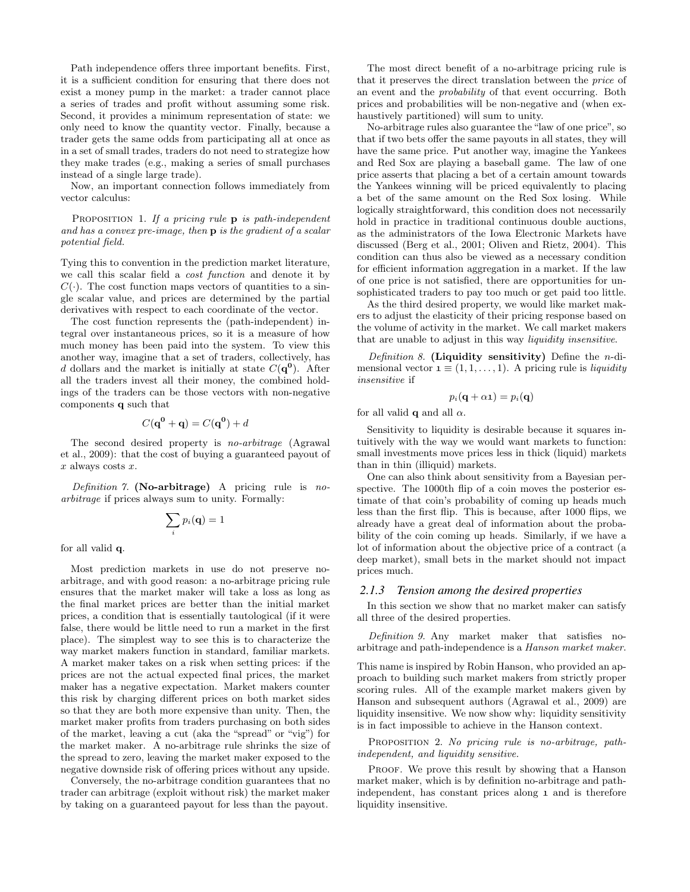Path independence offers three important benefits. First, it is a sufficient condition for ensuring that there does not exist a money pump in the market: a trader cannot place a series of trades and profit without assuming some risk. Second, it provides a minimum representation of state: we only need to know the quantity vector. Finally, because a trader gets the same odds from participating all at once as in a set of small trades, traders do not need to strategize how they make trades (e.g., making a series of small purchases instead of a single large trade).

Now, an important connection follows immediately from vector calculus:

Proposition 1. *If a pricing rule* $\mathbf{p}$ *is path-independent and has a convex pre-image, then* $\mathbf{p}$ *is the gradient of a scalar potential field.*

Tying this to convention in the prediction market literature, we call this scalar field a *cost function* and denote it by $C(\cdot)$. The cost function maps vectors of quantities to a single scalar value, and prices are determined by the partial derivatives with respect to each coordinate of the vector.

The cost function represents the (path-independent) integral over instantaneous prices, so it is a measure of how much money has been paid into the system. To view this another way, imagine that a set of traders, collectively, has $d$ dollars and the market is initially at state $C(\mathbf{q^0})$. After all the traders invest all their money, the combined holdings of the traders can be those vectors with non-negative components $\mathbf{q}$ such that

$$C(\mathbf{q^0} + \mathbf{q}) = C(\mathbf{q^0}) + d$$

The second desired property is *no-arbitrage* (Agrawal et al., 2009): that the cost of buying a guaranteed payout of $x$ always costs $x$.

*Definition 7.* **(No-arbitrage)** A pricing rule is *no-arbitrage* if prices always sum to unity. Formally:

$$\sum_i p_i(\mathbf{q}) = 1$$

for all valid $\mathbf{q}$.

Most prediction markets in use do not preserve no-arbitrage, and with good reason: a no-arbitrage pricing rule ensures that the market maker will take a loss as long as the final market prices are better than the initial market prices, a condition that is essentially tautological (if it were false, there would be little need to run a market in the first place). The simplest way to see this is to characterize the way market makers function in standard, familiar markets. A market maker takes on a risk when setting prices: if the prices are not the actual expected final prices, the market maker has a negative expectation. Market makers counter this risk by charging different prices on both market sides so that they are both more expensive than unity. Then, the market maker profits from traders purchasing on both sides of the market, leaving a cut (aka the "spread" or "vig") for the market maker. A no-arbitrage rule shrinks the size of the spread to zero, leaving the market maker exposed to the negative downside risk of offering prices without any upside.

Conversely, the no-arbitrage condition guarantees that no trader can arbitrage (exploit without risk) the market maker by taking on a guaranteed payout for less than the payout.

The most direct benefit of a no-arbitrage pricing rule is that it preserves the direct translation between the *price* of an event and the *probability* of that event occurring. Both prices and probabilities will be non-negative and (when exhaustively partitioned) will sum to unity.

No-arbitrage rules also guarantee the "law of one price", so that if two bets offer the same payouts in all states, they will have the same price. Put another way, imagine the Yankees and Red Sox are playing a baseball game. The law of one price asserts that placing a bet of a certain amount towards the Yankees winning will be priced equivalently to placing a bet of the same amount on the Red Sox losing. While logically straightforward, this condition does not necessarily hold in practice in traditional continuous double auctions, as the administrators of the Iowa Electronic Markets have discussed (Berg et al., 2001; Oliven and Rietz, 2004). This condition can thus also be viewed as a necessary condition for efficient information aggregation in a market. If the law of one price is not satisfied, there are opportunities for unsophisticated traders to pay too much or get paid too little.

As the third desired property, we would like market makers to adjust the elasticity of their pricing response based on the volume of activity in the market. We call market makers that are unable to adjust in this way *liquidity insensitive*.

*Definition 8.* **(Liquidity sensitivity)** Define the $n$-dimensional vector $\mathbf{1} \equiv (1, 1, \ldots, 1)$. A pricing rule is *liquidity insensitive* if

$$p_i(\mathbf{q} + \alpha \mathbf{1}) = p_i(\mathbf{q})$$

for all valid $\mathbf{q}$ and all $\alpha$.

Sensitivity to liquidity is desirable because it squares intuitively with the way we would want markets to function: small investments move prices less in thick (liquid) markets than in thin (illiquid) markets.

One can also think about sensitivity from a Bayesian perspective. The 1000th flip of a coin moves the posterior estimate of that coin's probability of coming up heads much less than the first flip. This is because, after 1000 flips, we already have a great deal of information about the probability of the coin coming up heads. Similarly, if we have a lot of information about the objective price of a contract (a deep market), small bets in the market should not impact prices much.

### 2.1.3 Tension among the desired properties

In this section we show that no market maker can satisfy all three of the desired properties.

*Definition 9.* Any market maker that satisfies no-arbitrage and path-independence is a *Hanson market maker*.

This name is inspired by Robin Hanson, who provided an approach to building such market makers from strictly proper scoring rules. All of the example market makers given by Hanson and subsequent authors (Agrawal et al., 2009) are liquidity insensitive. We now show why: liquidity sensitivity is in fact impossible to achieve in the Hanson context.

Proposition 2. *No pricing rule is no-arbitrage, path-independent, and liquidity sensitive.*

Proof. We prove this result by showing that a Hanson market maker, which is by definition no-arbitrage and path-independent, has constant prices along $\mathbf{1}$ and is therefore liquidity insensitive.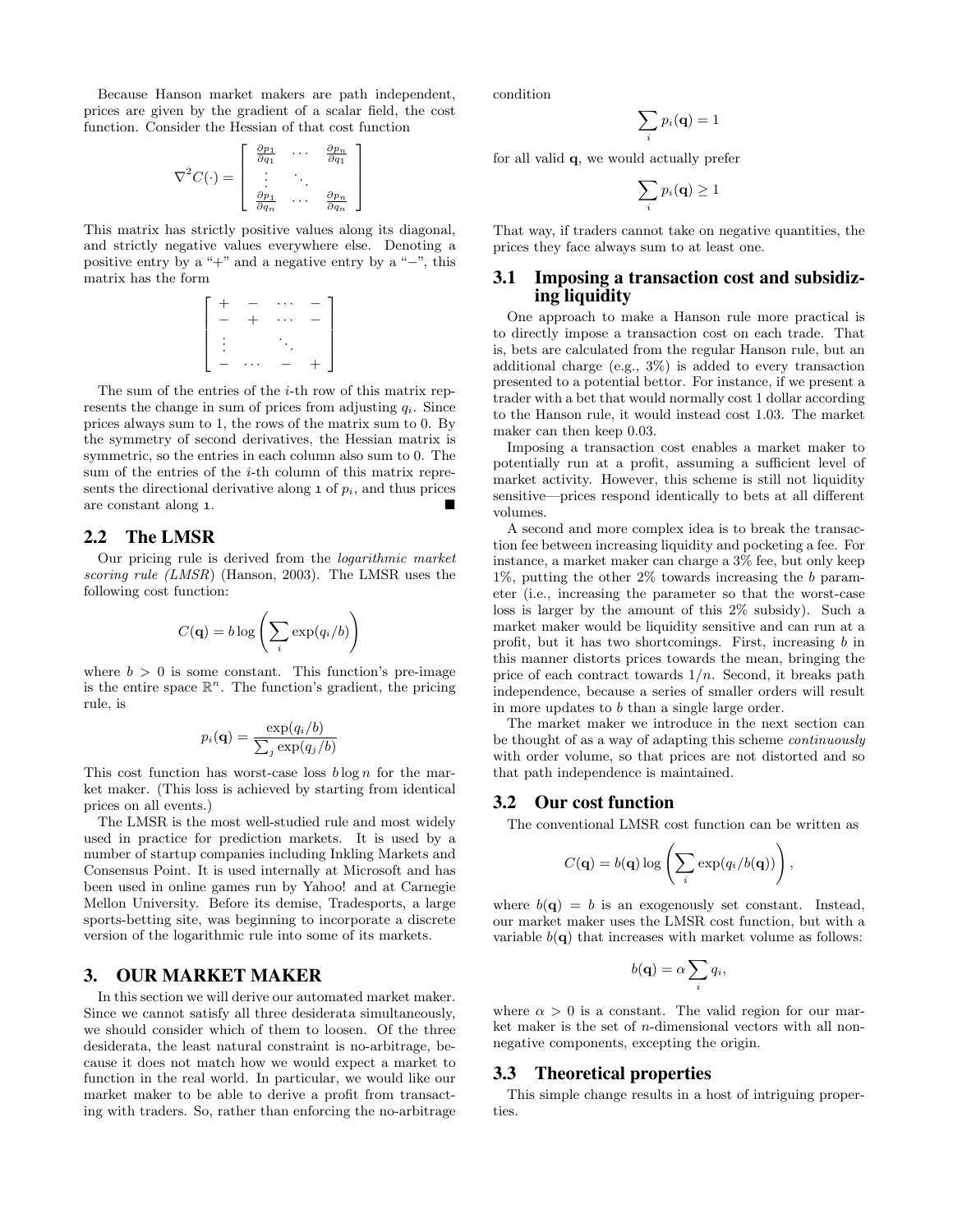Because Hanson market makers are path independent, prices are given by the gradient of a scalar field, the cost function. Consider the Hessian of that cost function

$$\nabla^2 C(\cdot) = \begin{bmatrix} \frac{\partial p_1}{\partial q_1} & \cdots & \frac{\partial p_n}{\partial q_1} \\ \vdots & \ddots & \\ \frac{\partial p_1}{\partial q_n} & \cdots & \frac{\partial p_n}{\partial q_n} \end{bmatrix}$$

This matrix has strictly positive values along its diagonal, and strictly negative values everywhere else. Denoting a positive entry by a "+" and a negative entry by a "−", this matrix has the form

$$\begin{bmatrix} + & - & \cdots & - \\ - & + & \cdots & - \\ \vdots & & \ddots & \\ - & \cdots & - & + \end{bmatrix}$$

The sum of the entries of the $i$-th row of this matrix represents the change in sum of prices from adjusting $q_i$. Since prices always sum to 1, the rows of the matrix sum to 0. By the symmetry of second derivatives, the Hessian matrix is symmetric, so the entries in each column also sum to 0. The sum of the entries of the $i$-th column of this matrix represents the directional derivative along $\mathbf{1}$ of $p_i$, and thus prices are constant along $\mathbf{1}$. ■

## 2.2 The LMSR

Our pricing rule is derived from the *logarithmic market scoring rule (LMSR)* (Hanson, 2003). The LMSR uses the following cost function:

$$C(\mathbf{q}) = b \log \left( \sum_i \exp(q_i/b) \right)$$

where $b > 0$ is some constant. This function's pre-image is the entire space $\mathbb{R}^n$. The function's gradient, the pricing rule, is

$$p_i(\mathbf{q}) = \frac{\exp(q_i/b)}{\sum_j \exp(q_j/b)}$$

This cost function has worst-case loss $b \log n$ for the market maker. (This loss is achieved by starting from identical prices on all events.)

The LMSR is the most well-studied rule and most widely used in practice for prediction markets. It is used by a number of startup companies including Inkling Markets and Consensus Point. It is used internally at Microsoft and has been used in online games run by Yahoo! and at Carnegie Mellon University. Before its demise, Tradesports, a large sports-betting site, was beginning to incorporate a discrete version of the logarithmic rule into some of its markets.

# 3. OUR MARKET MAKER

In this section we will derive our automated market maker. Since we cannot satisfy all three desiderata simultaneously, we should consider which of them to loosen. Of the three desiderata, the least natural constraint is no-arbitrage, because it does not match how we would expect a market to function in the real world. In particular, we would like our market maker to be able to derive a profit from transacting with traders. So, rather than enforcing the no-arbitrage condition

$$\sum_i p_i(\mathbf{q}) = 1$$

for all valid $\mathbf{q}$, we would actually prefer

$$\sum_i p_i(\mathbf{q}) \geq 1$$

That way, if traders cannot take on negative quantities, the prices they face always sum to at least one.

## 3.1 Imposing a transaction cost and subsidizing liquidity

One approach to make a Hanson rule more practical is to directly impose a transaction cost on each trade. That is, bets are calculated from the regular Hanson rule, but an additional charge (e.g., 3%) is added to every transaction presented to a potential bettor. For instance, if we present a trader with a bet that would normally cost 1 dollar according to the Hanson rule, it would instead cost 1.03. The market maker can then keep 0.03.

Imposing a transaction cost enables a market maker to potentially run at a profit, assuming a sufficient level of market activity. However, this scheme is still not liquidity sensitive—prices respond identically to bets at all different volumes.

A second and more complex idea is to break the transaction fee between increasing liquidity and pocketing a fee. For instance, a market maker can charge a 3% fee, but only keep 1%, putting the other 2% towards increasing the $b$ parameter (i.e., increasing the parameter so that the worst-case loss is larger by the amount of this 2% subsidy). Such a market maker would be liquidity sensitive and can run at a profit, but it has two shortcomings. First, increasing $b$ in this manner distorts prices towards the mean, bringing the price of each contract towards $1/n$. Second, it breaks path independence, because a series of smaller orders will result in more updates to $b$ than a single large order.

The market maker we introduce in the next section can be thought of as a way of adapting this scheme *continuously* with order volume, so that prices are not distorted and so that path independence is maintained.

## 3.2 Our cost function

The conventional LMSR cost function can be written as

$$C(\mathbf{q}) = b(\mathbf{q}) \log \left( \sum_i \exp(q_i/b(\mathbf{q})) \right),$$

where $b(\mathbf{q}) = b$ is an exogenously set constant. Instead, our market maker uses the LMSR cost function, but with a variable $b(\mathbf{q})$ that increases with market volume as follows:

$$b(\mathbf{q}) = \alpha \sum_i q_i,$$

where $\alpha > 0$ is a constant. The valid region for our market maker is the set of $n$-dimensional vectors with all non-negative components, excepting the origin.

## 3.3 Theoretical properties

This simple change results in a host of intriguing properties.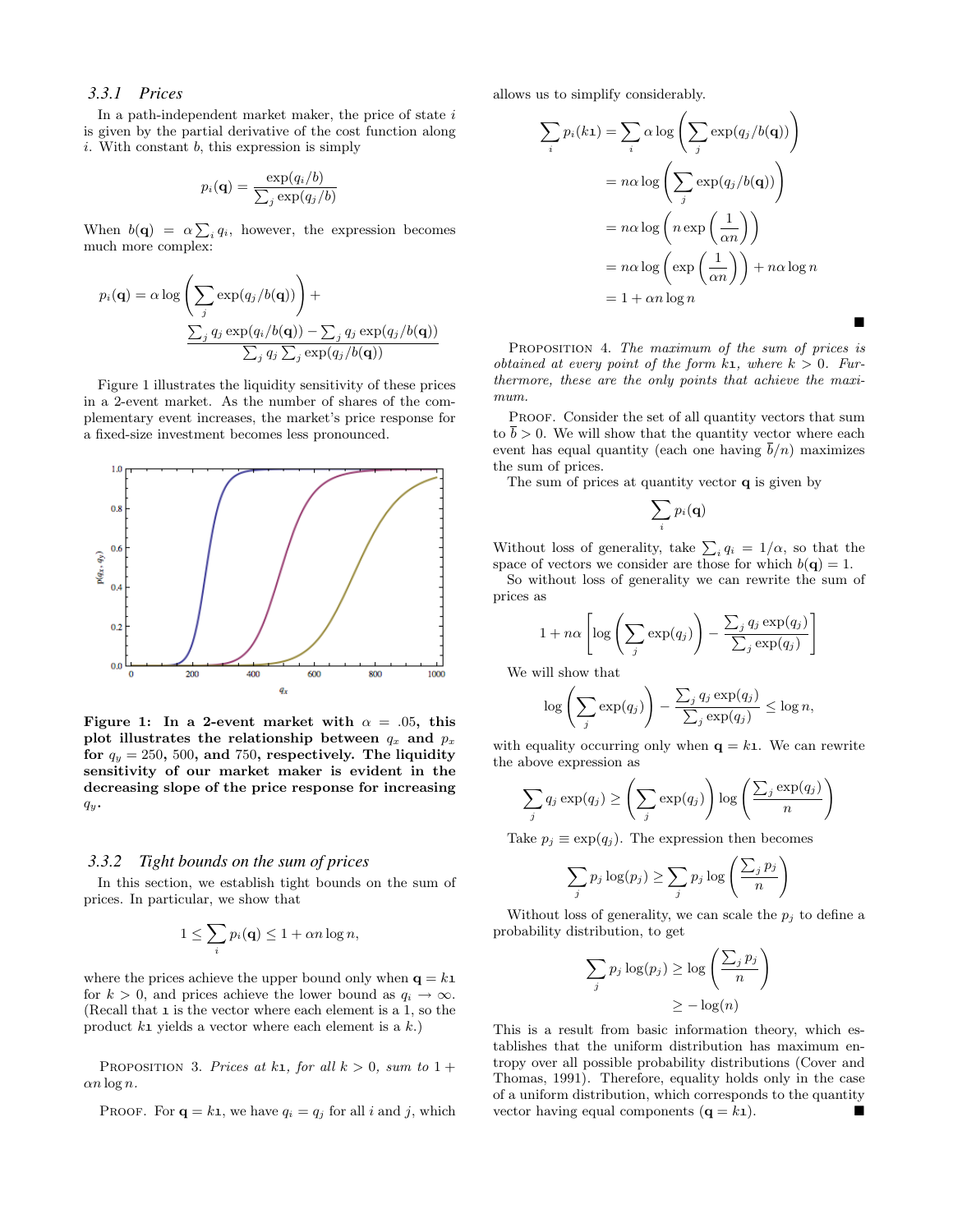### 3.3.1 Prices

In a path-independent market maker, the price of state $i$ is given by the partial derivative of the cost function along $i$. With constant $b$, this expression is simply

$$p_i(\mathbf{q}) = \frac{\exp(q_i/b)}{\sum_j \exp(q_j/b)}$$

When $b(\mathbf{q}) = \alpha \sum_i q_i$, however, the expression becomes much more complex:

$$p_i(\mathbf{q}) = \alpha \log\left(\sum_j \exp(q_j/b(\mathbf{q}))\right) + \frac{\sum_j q_j \exp(q_i/b(\mathbf{q})) - \sum_j q_j \exp(q_j/b(\mathbf{q}))}{\sum_j q_j \sum_j \exp(q_j/b(\mathbf{q}))}$$

Figure 1 illustrates the liquidity sensitivity of these prices in a 2-event market. As the number of shares of the complementary event increases, the market's price response for a fixed-size investment becomes less pronounced.

**Figure 1: In a 2-event market with $\alpha = .05$, this plot illustrates the relationship between $q_x$ and $p_x$ for $q_y = 250$, 500, and 750, respectively. The liquidity sensitivity of our market maker is evident in the decreasing slope of the price response for increasing $q_y$.**

### 3.3.2 Tight bounds on the sum of prices

In this section, we establish tight bounds on the sum of prices. In particular, we show that

$$1 \leq \sum_i p_i(\mathbf{q}) \leq 1 + \alpha n \log n,$$

where the prices achieve the upper bound only when $\mathbf{q} = k\mathbf{1}$ for $k > 0$, and prices achieve the lower bound as $q_i \to \infty$. (Recall that $\mathbf{1}$ is the vector where each element is a 1, so the product $k\mathbf{1}$ yields a vector where each element is a $k$.)

PROPOSITION 3. *Prices at $k\mathbf{1}$, for all $k > 0$, sum to $1 + \alpha n \log n$.*

PROOF. For $\mathbf{q} = k\mathbf{1}$, we have $q_i = q_j$ for all $i$ and $j$, which allows us to simplify considerably.

$$\begin{aligned}
\sum_i p_i(k\mathbf{1}) &= \sum_i \alpha \log\left(\sum_j \exp(q_j/b(\mathbf{q}))\right) \\
&= n\alpha \log\left(\sum_j \exp(q_j/b(\mathbf{q}))\right) \\
&= n\alpha \log\left(n \exp\left(\frac{1}{\alpha n}\right)\right) \\
&= n\alpha \log\left(\exp\left(\frac{1}{\alpha n}\right)\right) + n\alpha \log n \\
&= 1 + \alpha n \log n
\end{aligned}$$

■

PROPOSITION 4. *The maximum of the sum of prices is obtained at every point of the form $k\mathbf{1}$, where $k > 0$. Furthermore, these are the only points that achieve the maximum.*

PROOF. Consider the set of all quantity vectors that sum to $\overline{b} > 0$. We will show that the quantity vector where each event has equal quantity (each one having $\overline{b}/n$) maximizes the sum of prices.

The sum of prices at quantity vector $\mathbf{q}$ is given by

$$\sum_i p_i(\mathbf{q})$$

Without loss of generality, take $\sum_i q_i = 1/\alpha$, so that the space of vectors we consider are those for which $b(\mathbf{q}) = 1$.

So without loss of generality we can rewrite the sum of prices as

$$1 + n\alpha \left[\log\left(\sum_j \exp(q_j)\right) - \frac{\sum_j q_j \exp(q_j)}{\sum_j \exp(q_j)}\right]$$

We will show that

$$\log\left(\sum_j \exp(q_j)\right) - \frac{\sum_j q_j \exp(q_j)}{\sum_j \exp(q_j)} \leq \log n,$$

with equality occurring only when $\mathbf{q} = k\mathbf{1}$. We can rewrite the above expression as

$$\sum_j q_j \exp(q_j) \geq \left(\sum_j \exp(q_j)\right) \log\left(\frac{\sum_j \exp(q_j)}{n}\right)$$

Take $p_j \equiv \exp(q_j)$. The expression then becomes

$$\sum_j p_j \log(p_j) \geq \sum_j p_j \log\left(\frac{\sum_j p_j}{n}\right)$$

Without loss of generality, we can scale the $p_j$ to define a probability distribution, to get

$$\begin{aligned}
\sum_j p_j \log(p_j) &\geq \log\left(\frac{\sum_j p_j}{n}\right) \\
&\geq -\log(n)
\end{aligned}$$

This is a result from basic information theory, which establishes that the uniform distribution has maximum entropy over all possible probability distributions (Cover and Thomas, 1991). Therefore, equality holds only in the case of a uniform distribution, which corresponds to the quantity vector having equal components ($\mathbf{q} = k\mathbf{1}$). ■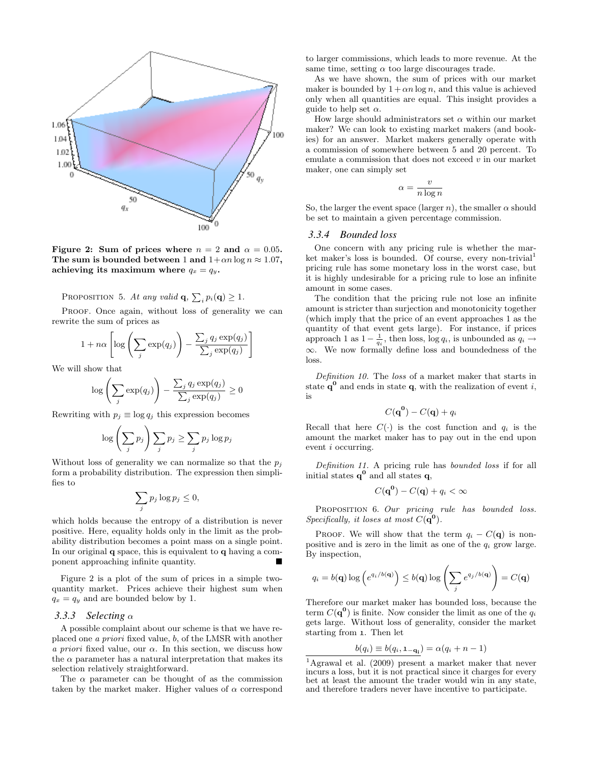**Figure 2: Sum of prices where $n = 2$ and $\alpha = 0.05$. The sum is bounded between 1 and $1 + \alpha n \log n \approx 1.07$, achieving its maximum where $q_x = q_y$.**

PROPOSITION 5. *At any valid* $\mathbf{q}$, $\sum_i p_i(\mathbf{q}) \geq 1$.

PROOF. Once again, without loss of generality we can rewrite the sum of prices as

$$1 + n\alpha \left[ \log \left( \sum_j \exp(q_j) \right) - \frac{\sum_j q_j \exp(q_j)}{\sum_j \exp(q_j)} \right]$$

We will show that

$$\log \left( \sum_j \exp(q_j) \right) - \frac{\sum_j q_j \exp(q_j)}{\sum_j \exp(q_j)} \geq 0$$

Rewriting with $p_j \equiv \log q_j$ this expression becomes

$$\log \left( \sum_j p_j \right) \sum_j p_j \geq \sum_j p_j \log p_j$$

Without loss of generality we can normalize so that the $p_j$ form a probability distribution. The expression then simplifies to

$$\sum_j p_j \log p_j \leq 0,$$

which holds because the entropy of a distribution is never positive. Here, equality holds only in the limit as the probability distribution becomes a point mass on a single point. In our original $\mathbf{q}$ space, this is equivalent to $\mathbf{q}$ having a component approaching infinite quantity. ∎

Figure 2 is a plot of the sum of prices in a simple two-quantity market. Prices achieve their highest sum when $q_x = q_y$ and are bounded below by 1.

### 3.3.3 Selecting $\alpha$

A possible complaint about our scheme is that we have replaced one *a priori* fixed value, $b$, of the LMSR with another *a priori* fixed value, our $\alpha$. In this section, we discuss how the $\alpha$ parameter has a natural interpretation that makes its selection relatively straightforward.

The $\alpha$ parameter can be thought of as the commission taken by the market maker. Higher values of $\alpha$ correspond to larger commissions, which leads to more revenue. At the same time, setting $\alpha$ too large discourages trade.

As we have shown, the sum of prices with our market maker is bounded by $1 + \alpha n \log n$, and this value is achieved only when all quantities are equal. This insight provides a guide to help set $\alpha$.

How large should administrators set $\alpha$ within our market maker? We can look to existing market makers (and bookies) for an answer. Market makers generally operate with a commission of somewhere between 5 and 20 percent. To emulate a commission that does not exceed $v$ in our market maker, one can simply set

$$\alpha = \frac{v}{n \log n}$$

So, the larger the event space (larger $n$), the smaller $\alpha$ should be set to maintain a given percentage commission.

### 3.3.4 Bounded loss

One concern with any pricing rule is whether the market maker's loss is bounded. Of course, every non-trivial[1] pricing rule has some monetary loss in the worst case, but it is highly undesirable for a pricing rule to lose an infinite amount in some cases.

The condition that the pricing rule not lose an infinite amount is stricter than surjection and monotonicity together (which imply that the price of an event approaches 1 as the quantity of that event gets large). For instance, if prices approach 1 as $1 - \frac{1}{q_i}$, then loss, $\log q_i$, is unbounded as $q_i \to \infty$. We now formally define loss and boundedness of the loss.

*Definition 10.* The *loss* of a market maker that starts in state $\mathbf{q^0}$ and ends in state $\mathbf{q}$, with the realization of event $i$, is

$$C(\mathbf{q^0}) - C(\mathbf{q}) + q_i$$

Recall that here $C(\cdot)$ is the cost function and $q_i$ is the amount the market maker has to pay out in the end upon event $i$ occurring.

*Definition 11.* A pricing rule has *bounded loss* if for all initial states $\mathbf{q^0}$ and all states $\mathbf{q}$,

$$C(\mathbf{q^0}) - C(\mathbf{q}) + q_i < \infty$$

PROPOSITION 6. *Our pricing rule has bounded loss. Specifically, it loses at most* $C(\mathbf{q^0})$.

PROOF. We will show that the term $q_i - C(\mathbf{q})$ is nonpositive and is zero in the limit as one of the $q_i$ grow large. By inspection,

$$q_i = b(\mathbf{q}) \log \left( e^{q_i / b(\mathbf{q})} \right) \leq b(\mathbf{q}) \log \left( \sum_j e^{q_j / b(\mathbf{q})} \right) = C(\mathbf{q})$$

Therefore our market maker has bounded loss, because the term $C(\mathbf{q^0})$ is finite. Now consider the limit as one of the $q_i$ gets large. Without loss of generality, consider the market starting from $\mathbf{1}$. Then let

$$b(q_i) \equiv b(q_i, \mathbf{1_{-q_i}}) = \alpha(q_i + n - 1)$$

[1] Agrawal et al. (2009) present a market maker that never incurs a loss, but it is not practical since it charges for every bet at least the amount the trader would win in any state, and therefore traders never have incentive to participate.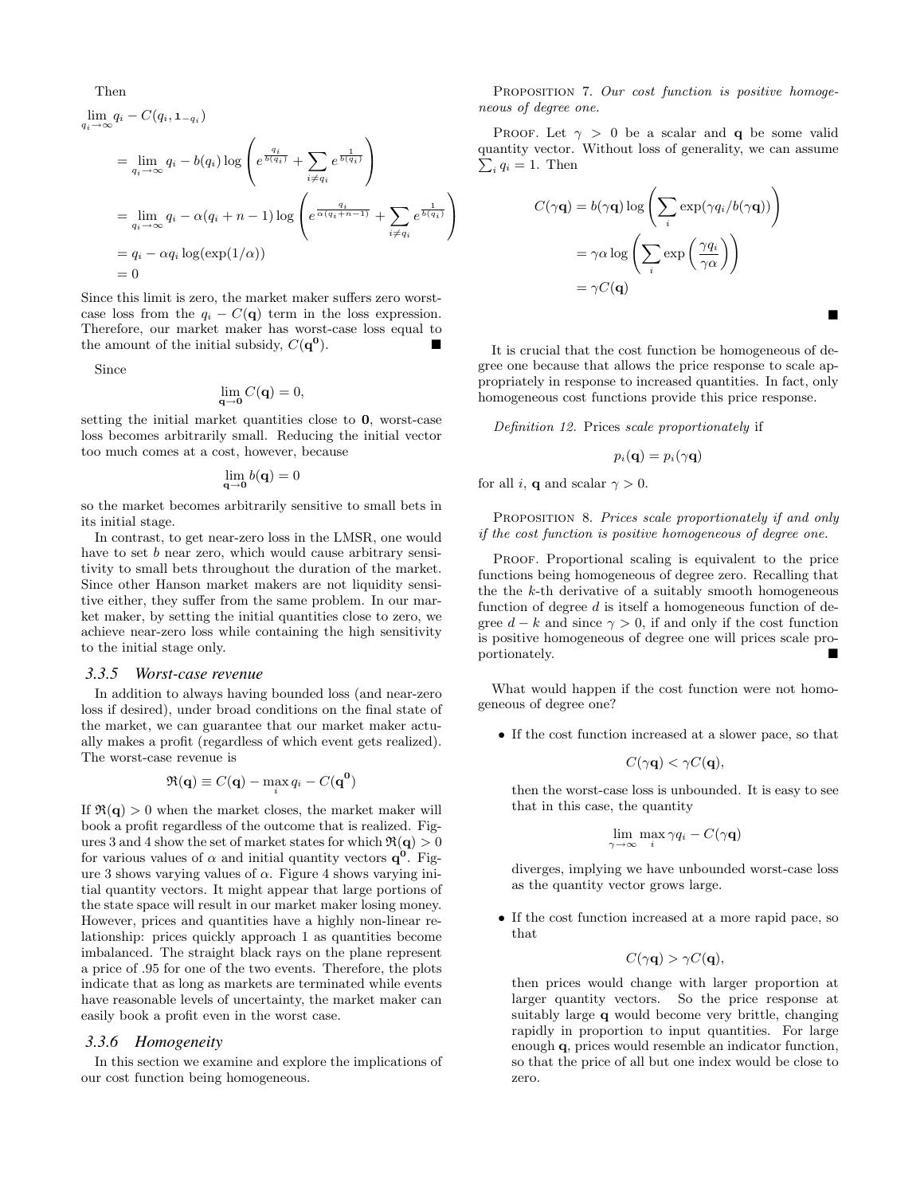Then

$$
\begin{aligned}
&\lim_{q_i \to \infty} q_i - C(q_i, \mathbf{1}_{-q_i}) \\
&= \lim_{q_i \to \infty} q_i - b(q_i) \log \left( e^{\frac{q_i}{b(q_i)}} + \sum_{i \neq q_i} e^{\frac{1}{b(q_i)}} \right) \\
&= \lim_{q_i \to \infty} q_i - \alpha(q_i + n - 1) \log \left( e^{\frac{q_i}{\alpha(q_i+n-1)}} + \sum_{i \neq q_i} e^{\frac{1}{b(q_i)}} \right) \\
&= q_i - \alpha q_i \log(\exp(1/\alpha)) \\
&= 0
\end{aligned}
$$

Since this limit is zero, the market maker suffers zero worst-case loss from the $q_i - C(\mathbf{q})$ term in the loss expression. Therefore, our market maker has worst-case loss equal to the amount of the initial subsidy, $C(\mathbf{q^0})$. ∎

Since

$$\lim_{\mathbf{q} \to \mathbf{0}} C(\mathbf{q}) = 0,$$

setting the initial market quantities close to $\mathbf{0}$, worst-case loss becomes arbitrarily small. Reducing the initial vector too much comes at a cost, however, because

$$\lim_{\mathbf{q} \to \mathbf{0}} b(\mathbf{q}) = 0$$

so the market becomes arbitrarily sensitive to small bets in its initial stage.

In contrast, to get near-zero loss in the LMSR, one would have to set $b$ near zero, which would cause arbitrary sensitivity to small bets throughout the duration of the market. Since other Hanson market makers are not liquidity sensitive either, they suffer from the same problem. In our market maker, by setting the initial quantities close to zero, we achieve near-zero loss while containing the high sensitivity to the initial stage only.

### 3.3.5 Worst-case revenue

In addition to always having bounded loss (and near-zero loss if desired), under broad conditions on the final state of the market, we can guarantee that our market maker actually makes a profit (regardless of which event gets realized). The worst-case revenue is

$$\mathfrak{R}(\mathbf{q}) \equiv C(\mathbf{q}) - \max_i q_i - C(\mathbf{q^0})$$

If $\mathfrak{R}(\mathbf{q}) > 0$ when the market closes, the market maker will book a profit regardless of the outcome that is realized. Figures 3 and 4 show the set of market states for which $\mathfrak{R}(\mathbf{q}) > 0$ for various values of $\alpha$ and initial quantity vectors $\mathbf{q^0}$. Figure 3 shows varying values of $\alpha$. Figure 4 shows varying initial quantity vectors. It might appear that large portions of the state space will result in our market maker losing money. However, prices and quantities have a highly non-linear relationship: prices quickly approach 1 as quantities become imbalanced. The straight black rays on the plane represent a price of .95 for one of the two events. Therefore, the plots indicate that as long as markets are terminated while events have reasonable levels of uncertainty, the market maker can easily book a profit even in the worst case.

### 3.3.6 Homogeneity

In this section we examine and explore the implications of our cost function being homogeneous.

PROPOSITION 7. *Our cost function is positive homogeneous of degree one.*

PROOF. Let $\gamma > 0$ be a scalar and $\mathbf{q}$ be some valid quantity vector. Without loss of generality, we can assume $\sum_i q_i = 1$. Then

$$
\begin{aligned}
C(\gamma \mathbf{q}) &= b(\gamma \mathbf{q}) \log \left( \sum_i \exp(\gamma q_i / b(\gamma \mathbf{q})) \right) \\
&= \gamma \alpha \log \left( \sum_i \exp \left( \frac{\gamma q_i}{\gamma \alpha} \right) \right) \\
&= \gamma C(\mathbf{q})
\end{aligned}
$$

∎

It is crucial that the cost function be homogeneous of degree one because that allows the price response to scale appropriately in response to increased quantities. In fact, only homogeneous cost functions provide this price response.

*Definition 12.* Prices *scale proportionately* if

$$p_i(\mathbf{q}) = p_i(\gamma \mathbf{q})$$

for all $i$, $\mathbf{q}$ and scalar $\gamma > 0$.

PROPOSITION 8. *Prices scale proportionately if and only if the cost function is positive homogeneous of degree one.*

PROOF. Proportional scaling is equivalent to the price functions being homogeneous of degree zero. Recalling that the the $k$-th derivative of a suitably smooth homogeneous function of degree $d$ is itself a homogeneous function of degree $d - k$ and since $\gamma > 0$, if and only if the cost function is positive homogeneous of degree one will prices scale proportionately. ∎

What would happen if the cost function were not homogeneous of degree one?

- If the cost function increased at a slower pace, so that

  $$C(\gamma \mathbf{q}) < \gamma C(\mathbf{q}),$$

  then the worst-case loss is unbounded. It is easy to see that in this case, the quantity

  $$\lim_{\gamma \to \infty} \max_i \gamma q_i - C(\gamma \mathbf{q})$$

  diverges, implying we have unbounded worst-case loss as the quantity vector grows large.

- If the cost function increased at a more rapid pace, so that

  $$C(\gamma \mathbf{q}) > \gamma C(\mathbf{q}),$$

  then prices would change with larger proportion at larger quantity vectors. So the price response at suitably large $\mathbf{q}$ would become very brittle, changing rapidly in proportion to input quantities. For large enough $\mathbf{q}$, prices would resemble an indicator function, so that the price of all but one index would be close to zero.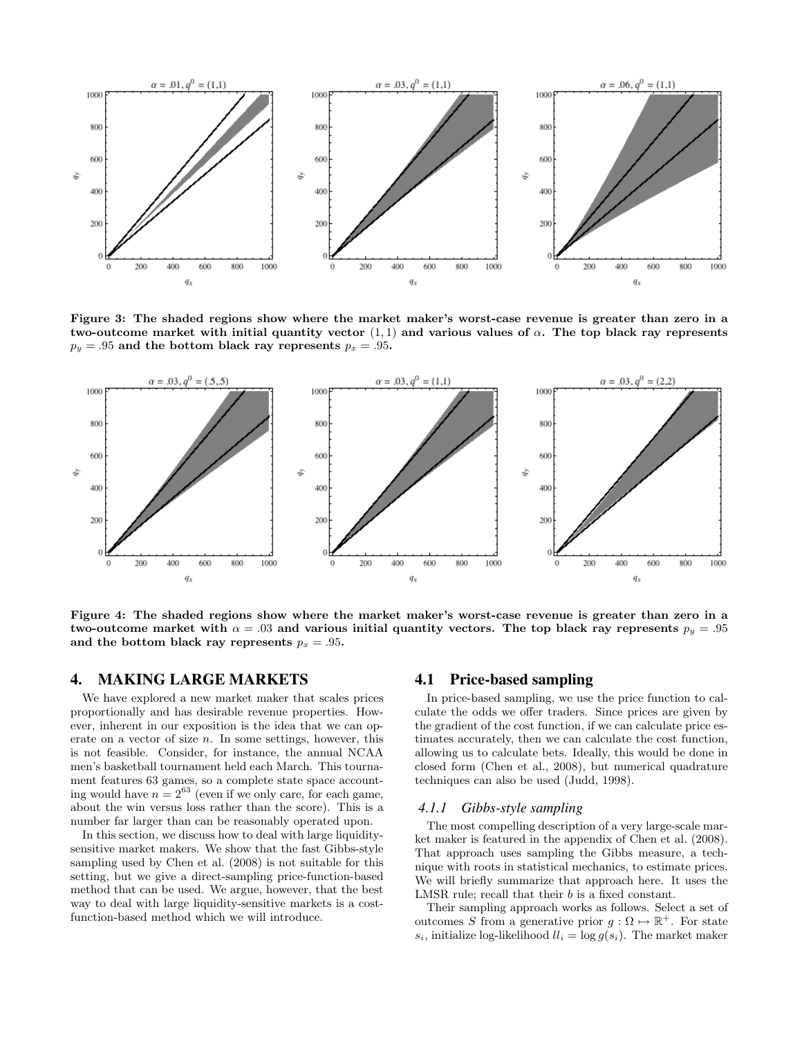Figure 3: The shaded regions show where the market maker's worst-case revenue is greater than zero in a two-outcome market with initial quantity vector $(1,1)$ and various values of $\alpha$. The top black ray represents $p_y = .95$ and the bottom black ray represents $p_x = .95$.

Figure 4: The shaded regions show where the market maker's worst-case revenue is greater than zero in a two-outcome market with $\alpha = .03$ and various initial quantity vectors. The top black ray represents $p_y = .95$ and the bottom black ray represents $p_x = .95$.

## 4. MAKING LARGE MARKETS

We have explored a new market maker that scales prices proportionally and has desirable revenue properties. However, inherent in our exposition is the idea that we can operate on a vector of size $n$. In some settings, however, this is not feasible. Consider, for instance, the annual NCAA men's basketball tournament held each March. This tournament features 63 games, so a complete state space accounting would have $n = 2^{63}$ (even if we only care, for each game, about the win versus loss rather than the score). This is a number far larger than can be reasonably operated upon.

In this section, we discuss how to deal with large liquidity-sensitive market makers. We show that the fast Gibbs-style sampling used by Chen et al. (2008) is not suitable for this setting, but we give a direct-sampling price-function-based method that can be used. We argue, however, that the best way to deal with large liquidity-sensitive markets is a cost-function-based method which we will introduce.

### 4.1 Price-based sampling

In price-based sampling, we use the price function to calculate the odds we offer traders. Since prices are given by the gradient of the cost function, if we can calculate price estimates accurately, then we can calculate the cost function, allowing us to calculate bets. Ideally, this would be done in closed form (Chen et al., 2008), but numerical quadrature techniques can also be used (Judd, 1998).

#### 4.1.1 *Gibbs-style sampling*

The most compelling description of a very large-scale market maker is featured in the appendix of Chen et al. (2008). That approach uses sampling the Gibbs measure, a technique with roots in statistical mechanics, to estimate prices. We will briefly summarize that approach here. It uses the LMSR rule; recall that their $b$ is a fixed constant.

Their sampling approach works as follows. Select a set of outcomes $S$ from a generative prior $g : \Omega \mapsto \mathbb{R}^+$. For state $s_i$, initialize log-likelihood $ll_i = \log g(s_i)$. The market maker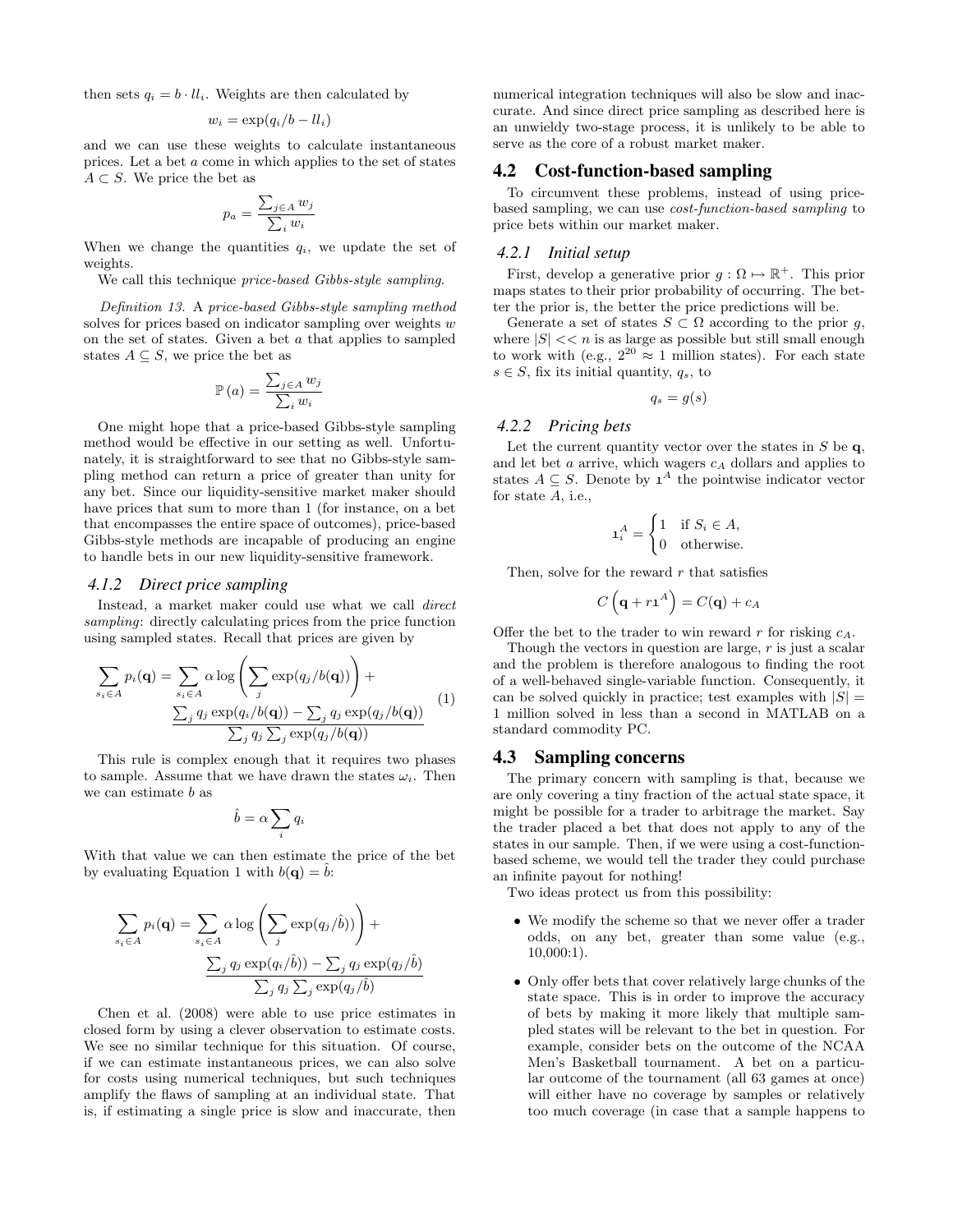then sets $q_i = b \cdot ll_i$. Weights are then calculated by

$$w_i = \exp(q_i/b - ll_i)$$

and we can use these weights to calculate instantaneous prices. Let a bet $a$ come in which applies to the set of states $A \subset S$. We price the bet as

$$p_a = \frac{\sum_{j \in A} w_j}{\sum_i w_i}$$

When we change the quantities $q_i$, we update the set of weights.

We call this technique *price-based Gibbs-style sampling*.

*Definition 13.* A *price-based Gibbs-style sampling method* solves for prices based on indicator sampling over weights $w$ on the set of states. Given a bet $a$ that applies to sampled states $A \subseteq S$, we price the bet as

$$\mathbb{P}(a) = \frac{\sum_{j \in A} w_j}{\sum_i w_i}$$

One might hope that a price-based Gibbs-style sampling method would be effective in our setting as well. Unfortunately, it is straightforward to see that no Gibbs-style sampling method can return a price of greater than unity for any bet. Since our liquidity-sensitive market maker should have prices that sum to more than 1 (for instance, on a bet that encompasses the entire space of outcomes), price-based Gibbs-style methods are incapable of producing an engine to handle bets in our new liquidity-sensitive framework.

### 4.1.2 Direct price sampling

Instead, a market maker could use what we call *direct sampling*: directly calculating prices from the price function using sampled states. Recall that prices are given by

$$\sum_{s_i \in A} p_i(\mathbf{q}) = \sum_{s_i \in A} \alpha \log\left(\sum_j \exp(q_j/b(\mathbf{q}))\right) + \frac{\sum_j q_j \exp(q_i/b(\mathbf{q})) - \sum_j q_j \exp(q_j/b(\mathbf{q}))}{\sum_j q_j \sum_j \exp(q_j/b(\mathbf{q}))} \quad (1)$$

This rule is complex enough that it requires two phases to sample. Assume that we have drawn the states $\omega_i$. Then we can estimate $b$ as

$$\hat{b} = \alpha \sum_i q_i$$

With that value we can then estimate the price of the bet by evaluating Equation 1 with $b(\mathbf{q}) = \hat{b}$:

$$\sum_{s_i \in A} p_i(\mathbf{q}) = \sum_{s_i \in A} \alpha \log\left(\sum_j \exp(q_j/\hat{b})\right) + \frac{\sum_j q_j \exp(q_i/\hat{b}) - \sum_j q_j \exp(q_j/\hat{b})}{\sum_j q_j \sum_j \exp(q_j/\hat{b})}$$

Chen et al. (2008) were able to use price estimates in closed form by using a clever observation to estimate costs. We see no similar technique for this situation. Of course, if we can estimate instantaneous prices, we can also solve for costs using numerical techniques, but such techniques amplify the flaws of sampling at an individual state. That is, if estimating a single price is slow and inaccurate, then numerical integration techniques will also be slow and inaccurate. And since direct price sampling as described here is an unwieldy two-stage process, it is unlikely to be able to serve as the core of a robust market maker.

## 4.2 Cost-function-based sampling

To circumvent these problems, instead of using price-based sampling, we can use *cost-function-based sampling* to price bets within our market maker.

### 4.2.1 Initial setup

First, develop a generative prior $g : \Omega \mapsto \mathbb{R}^+$. This prior maps states to their prior probability of occurring. The better the prior is, the better the price predictions will be.

Generate a set of states $S \subset \Omega$ according to the prior $g$, where $|S| << n$ is as large as possible but still small enough to work with (e.g., $2^{20} \approx 1$ million states). For each state $s \in S$, fix its initial quantity, $q_s$, to

$$q_s = g(s)$$

### 4.2.2 Pricing bets

Let the current quantity vector over the states in $S$ be $\mathbf{q}$, and let bet $a$ arrive, which wagers $c_A$ dollars and applies to states $A \subseteq S$. Denote by $\mathbf{1}^A$ the pointwise indicator vector for state $A$, i.e.,

$$\mathbf{1}^A_i = \begin{cases} 1 & \text{if } S_i \in A, \\ 0 & \text{otherwise.} \end{cases}$$

Then, solve for the reward $r$ that satisfies

$$C\left(\mathbf{q} + r\mathbf{1}^A\right) = C(\mathbf{q}) + c_A$$

Offer the bet to the trader to win reward $r$ for risking $c_A$.

Though the vectors in question are large, $r$ is just a scalar and the problem is therefore analogous to finding the root of a well-behaved single-variable function. Consequently, it can be solved quickly in practice; test examples with $|S| =$ 1 million solved in less than a second in MATLAB on a standard commodity PC.

## 4.3 Sampling concerns

The primary concern with sampling is that, because we are only covering a tiny fraction of the actual state space, it might be possible for a trader to arbitrage the market. Say the trader placed a bet that does not apply to any of the states in our sample. Then, if we were using a cost-function-based scheme, we would tell the trader they could purchase an infinite payout for nothing!

Two ideas protect us from this possibility:

- We modify the scheme so that we never offer a trader odds, on any bet, greater than some value (e.g., 10,000:1).
- Only offer bets that cover relatively large chunks of the state space. This is in order to improve the accuracy of bets by making it more likely that multiple sampled states will be relevant to the bet in question. For example, consider bets on the outcome of the NCAA Men's Basketball tournament. A bet on a particular outcome of the tournament (all 63 games at once) will either have no coverage by samples or relatively too much coverage (in case that a sample happens to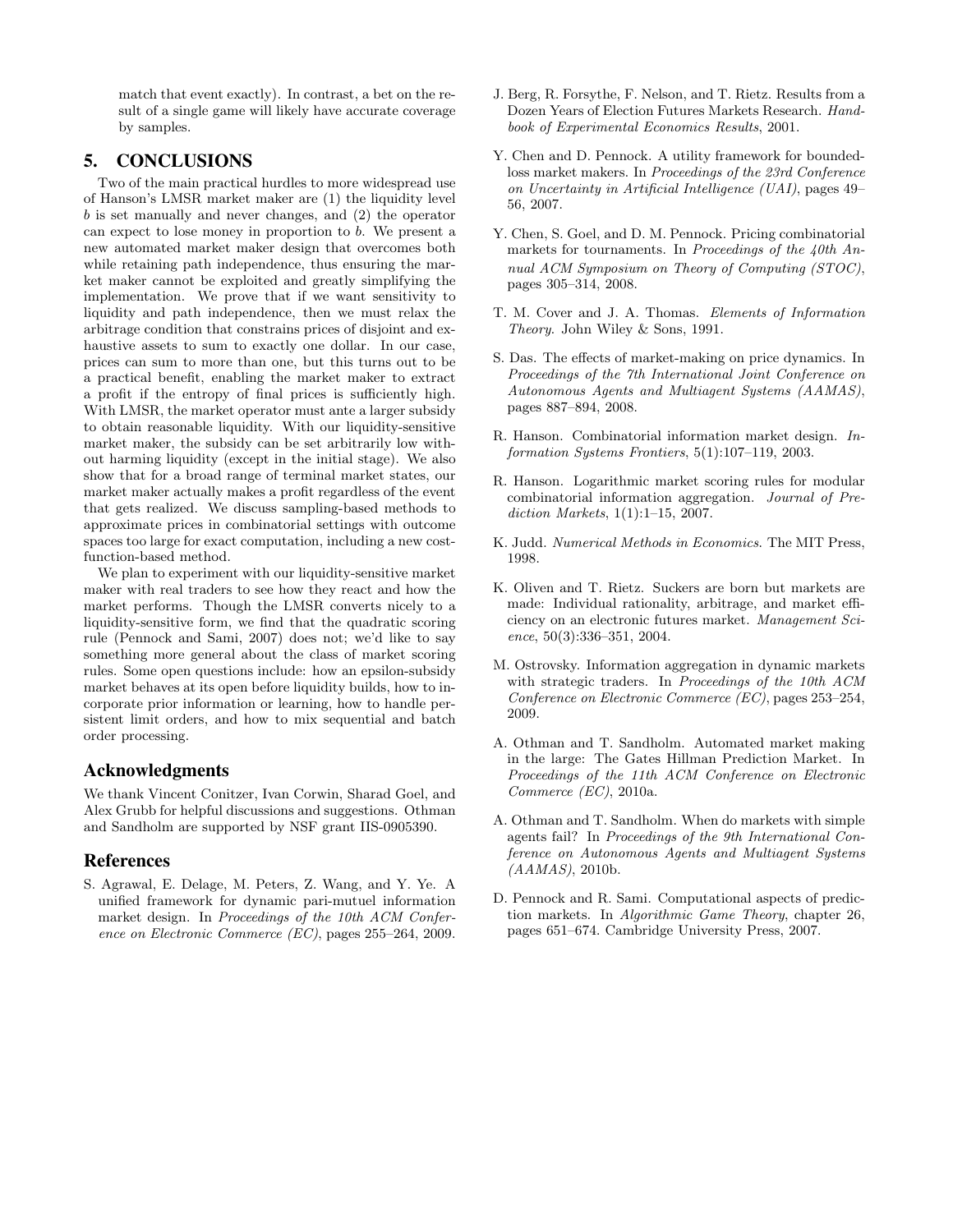match that event exactly). In contrast, a bet on the result of a single game will likely have accurate coverage by samples.

## 5. CONCLUSIONS

Two of the main practical hurdles to more widespread use of Hanson's LMSR market maker are (1) the liquidity level $b$ is set manually and never changes, and (2) the operator can expect to lose money in proportion to $b$. We present a new automated market maker design that overcomes both while retaining path independence, thus ensuring the market maker cannot be exploited and greatly simplifying the implementation. We prove that if we want sensitivity to liquidity and path independence, then we must relax the arbitrage condition that constrains prices of disjoint and exhaustive assets to sum to exactly one dollar. In our case, prices can sum to more than one, but this turns out to be a practical benefit, enabling the market maker to extract a profit if the entropy of final prices is sufficiently high. With LMSR, the market operator must ante a larger subsidy to obtain reasonable liquidity. With our liquidity-sensitive market maker, the subsidy can be set arbitrarily low without harming liquidity (except in the initial stage). We also show that for a broad range of terminal market states, our market maker actually makes a profit regardless of the event that gets realized. We discuss sampling-based methods to approximate prices in combinatorial settings with outcome spaces too large for exact computation, including a new cost-function-based method.

We plan to experiment with our liquidity-sensitive market maker with real traders to see how they react and how the market performs. Though the LMSR converts nicely to a liquidity-sensitive form, we find that the quadratic scoring rule (Pennock and Sami, 2007) does not; we'd like to say something more general about the class of market scoring rules. Some open questions include: how an epsilon-subsidy market behaves at its open before liquidity builds, how to incorporate prior information or learning, how to handle persistent limit orders, and how to mix sequential and batch order processing.

### Acknowledgments

We thank Vincent Conitzer, Ivan Corwin, Sharad Goel, and Alex Grubb for helpful discussions and suggestions. Othman and Sandholm are supported by NSF grant IIS-0905390.

### References

S. Agrawal, E. Delage, M. Peters, Z. Wang, and Y. Ye. A unified framework for dynamic pari-mutuel information market design. In *Proceedings of the 10th ACM Conference on Electronic Commerce (EC)*, pages 255–264, 2009.

J. Berg, R. Forsythe, F. Nelson, and T. Rietz. Results from a Dozen Years of Election Futures Markets Research. *Handbook of Experimental Economics Results*, 2001.

Y. Chen and D. Pennock. A utility framework for bounded-loss market makers. In *Proceedings of the 23rd Conference on Uncertainty in Artificial Intelligence (UAI)*, pages 49–56, 2007.

Y. Chen, S. Goel, and D. M. Pennock. Pricing combinatorial markets for tournaments. In *Proceedings of the 40th Annual ACM Symposium on Theory of Computing (STOC)*, pages 305–314, 2008.

T. M. Cover and J. A. Thomas. *Elements of Information Theory*. John Wiley & Sons, 1991.

S. Das. The effects of market-making on price dynamics. In *Proceedings of the 7th International Joint Conference on Autonomous Agents and Multiagent Systems (AAMAS)*, pages 887–894, 2008.

R. Hanson. Combinatorial information market design. *Information Systems Frontiers*, 5(1):107–119, 2003.

R. Hanson. Logarithmic market scoring rules for modular combinatorial information aggregation. *Journal of Prediction Markets*, 1(1):1–15, 2007.

K. Judd. *Numerical Methods in Economics*. The MIT Press, 1998.

K. Oliven and T. Rietz. Suckers are born but markets are made: Individual rationality, arbitrage, and market efficiency on an electronic futures market. *Management Science*, 50(3):336–351, 2004.

M. Ostrovsky. Information aggregation in dynamic markets with strategic traders. In *Proceedings of the 10th ACM Conference on Electronic Commerce (EC)*, pages 253–254, 2009.

A. Othman and T. Sandholm. Automated market making in the large: The Gates Hillman Prediction Market. In *Proceedings of the 11th ACM Conference on Electronic Commerce (EC)*, 2010a.

A. Othman and T. Sandholm. When do markets with simple agents fail? In *Proceedings of the 9th International Conference on Autonomous Agents and Multiagent Systems (AAMAS)*, 2010b.

D. Pennock and R. Sami. Computational aspects of prediction markets. In *Algorithmic Game Theory*, chapter 26, pages 651–674. Cambridge University Press, 2007.